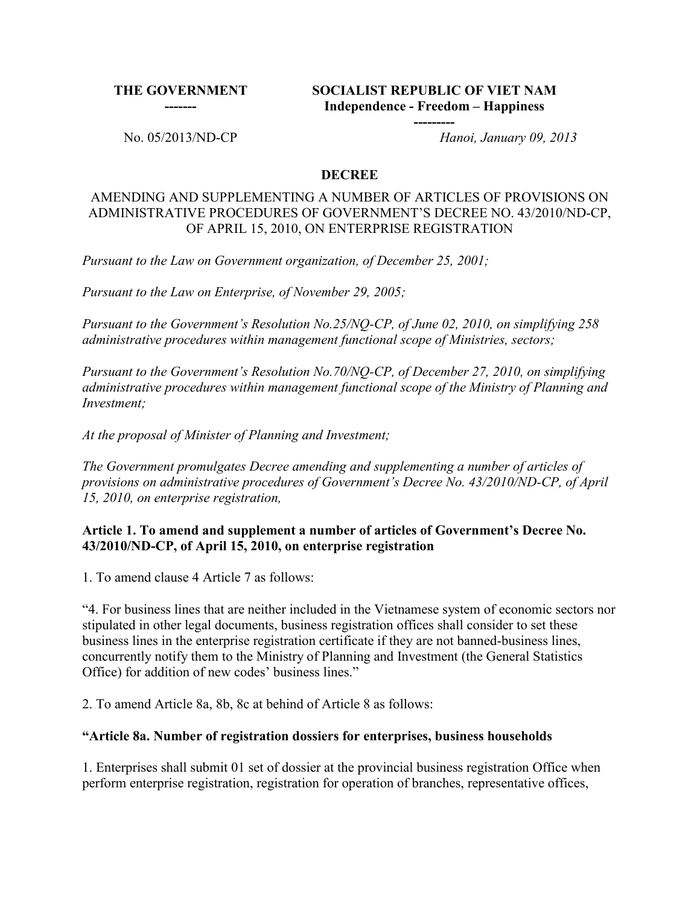| THE GOVERNMENT | SOCIALIST REPUBLIC OF VIET NAM |
|---|---|
| ------- | Independence - Freedom – Happiness |
| | --------- |
| No. 05/2013/ND-CP | *Hanoi, January 09, 2013* |

## DECREE

AMENDING AND SUPPLEMENTING A NUMBER OF ARTICLES OF PROVISIONS ON ADMINISTRATIVE PROCEDURES OF GOVERNMENT'S DECREE NO. 43/2010/ND-CP, OF APRIL 15, 2010, ON ENTERPRISE REGISTRATION

*Pursuant to the Law on Government organization, of December 25, 2001;*

*Pursuant to the Law on Enterprise, of November 29, 2005;*

*Pursuant to the Government's Resolution No.25/NQ-CP, of June 02, 2010, on simplifying 258 administrative procedures within management functional scope of Ministries, sectors;*

*Pursuant to the Government's Resolution No.70/NQ-CP, of December 27, 2010, on simplifying administrative procedures within management functional scope of the Ministry of Planning and Investment;*

*At the proposal of Minister of Planning and Investment;*

*The Government promulgates Decree amending and supplementing a number of articles of provisions on administrative procedures of Government's Decree No. 43/2010/ND-CP, of April 15, 2010, on enterprise registration,*

**Article 1. To amend and supplement a number of articles of Government's Decree No. 43/2010/ND-CP, of April 15, 2010, on enterprise registration**

1. To amend clause 4 Article 7 as follows:

"4. For business lines that are neither included in the Vietnamese system of economic sectors nor stipulated in other legal documents, business registration offices shall consider to set these business lines in the enterprise registration certificate if they are not banned-business lines, concurrently notify them to the Ministry of Planning and Investment (the General Statistics Office) for addition of new codes' business lines."

2. To amend Article 8a, 8b, 8c at behind of Article 8 as follows:

**"Article 8a. Number of registration dossiers for enterprises, business households**

1. Enterprises shall submit 01 set of dossier at the provincial business registration Office when perform enterprise registration, registration for operation of branches, representative offices,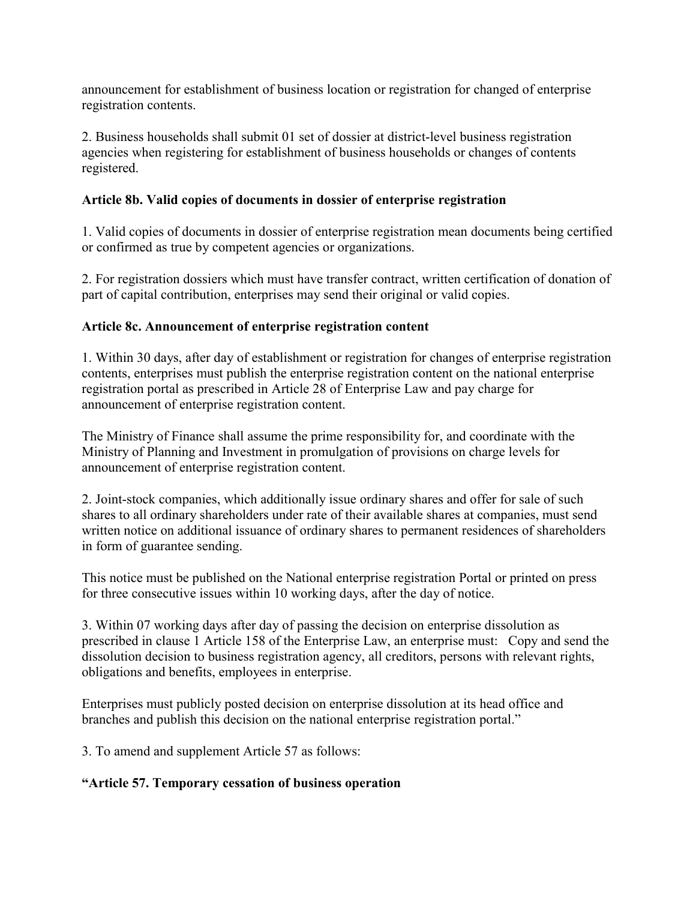announcement for establishment of business location or registration for changed of enterprise registration contents.

2. Business households shall submit 01 set of dossier at district-level business registration agencies when registering for establishment of business households or changes of contents registered.

**Article 8b. Valid copies of documents in dossier of enterprise registration**

1. Valid copies of documents in dossier of enterprise registration mean documents being certified or confirmed as true by competent agencies or organizations.

2. For registration dossiers which must have transfer contract, written certification of donation of part of capital contribution, enterprises may send their original or valid copies.

**Article 8c. Announcement of enterprise registration content**

1. Within 30 days, after day of establishment or registration for changes of enterprise registration contents, enterprises must publish the enterprise registration content on the national enterprise registration portal as prescribed in Article 28 of Enterprise Law and pay charge for announcement of enterprise registration content.

The Ministry of Finance shall assume the prime responsibility for, and coordinate with the Ministry of Planning and Investment in promulgation of provisions on charge levels for announcement of enterprise registration content.

2. Joint-stock companies, which additionally issue ordinary shares and offer for sale of such shares to all ordinary shareholders under rate of their available shares at companies, must send written notice on additional issuance of ordinary shares to permanent residences of shareholders in form of guarantee sending.

This notice must be published on the National enterprise registration Portal or printed on press for three consecutive issues within 10 working days, after the day of notice.

3. Within 07 working days after day of passing the decision on enterprise dissolution as prescribed in clause 1 Article 158 of the Enterprise Law, an enterprise must: Copy and send the dissolution decision to business registration agency, all creditors, persons with relevant rights, obligations and benefits, employees in enterprise.

Enterprises must publicly posted decision on enterprise dissolution at its head office and branches and publish this decision on the national enterprise registration portal."

3. To amend and supplement Article 57 as follows:

**"Article 57. Temporary cessation of business operation**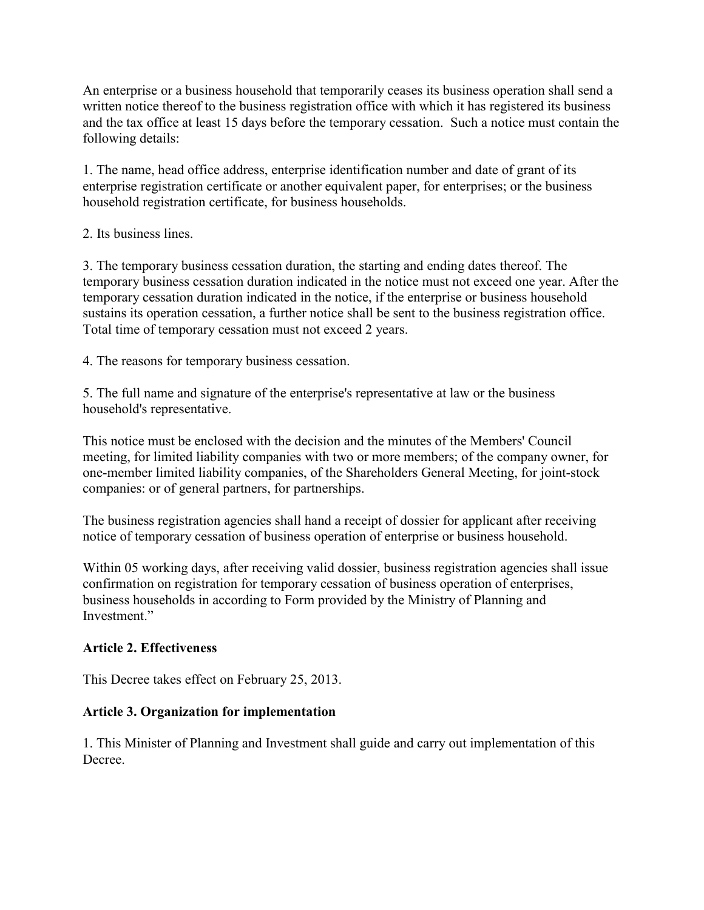An enterprise or a business household that temporarily ceases its business operation shall send a written notice thereof to the business registration office with which it has registered its business and the tax office at least 15 days before the temporary cessation. Such a notice must contain the following details:

1. The name, head office address, enterprise identification number and date of grant of its enterprise registration certificate or another equivalent paper, for enterprises; or the business household registration certificate, for business households.

2. Its business lines.

3. The temporary business cessation duration, the starting and ending dates thereof. The temporary business cessation duration indicated in the notice must not exceed one year. After the temporary cessation duration indicated in the notice, if the enterprise or business household sustains its operation cessation, a further notice shall be sent to the business registration office. Total time of temporary cessation must not exceed 2 years.

4. The reasons for temporary business cessation.

5. The full name and signature of the enterprise's representative at law or the business household's representative.

This notice must be enclosed with the decision and the minutes of the Members' Council meeting, for limited liability companies with two or more members; of the company owner, for one-member limited liability companies, of the Shareholders General Meeting, for joint-stock companies: or of general partners, for partnerships.

The business registration agencies shall hand a receipt of dossier for applicant after receiving notice of temporary cessation of business operation of enterprise or business household.

Within 05 working days, after receiving valid dossier, business registration agencies shall issue confirmation on registration for temporary cessation of business operation of enterprises, business households in according to Form provided by the Ministry of Planning and Investment."

**Article 2. Effectiveness**

This Decree takes effect on February 25, 2013.

**Article 3. Organization for implementation**

1. This Minister of Planning and Investment shall guide and carry out implementation of this Decree.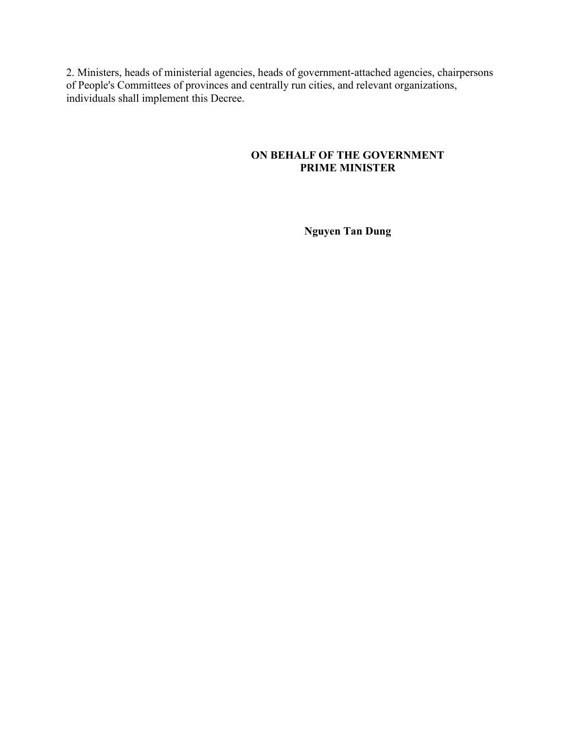2. Ministers, heads of ministerial agencies, heads of government-attached agencies, chairpersons of People's Committees of provinces and centrally run cities, and relevant organizations, individuals shall implement this Decree.

**ON BEHALF OF THE GOVERNMENT**
**PRIME MINISTER**

**Nguyen Tan Dung**